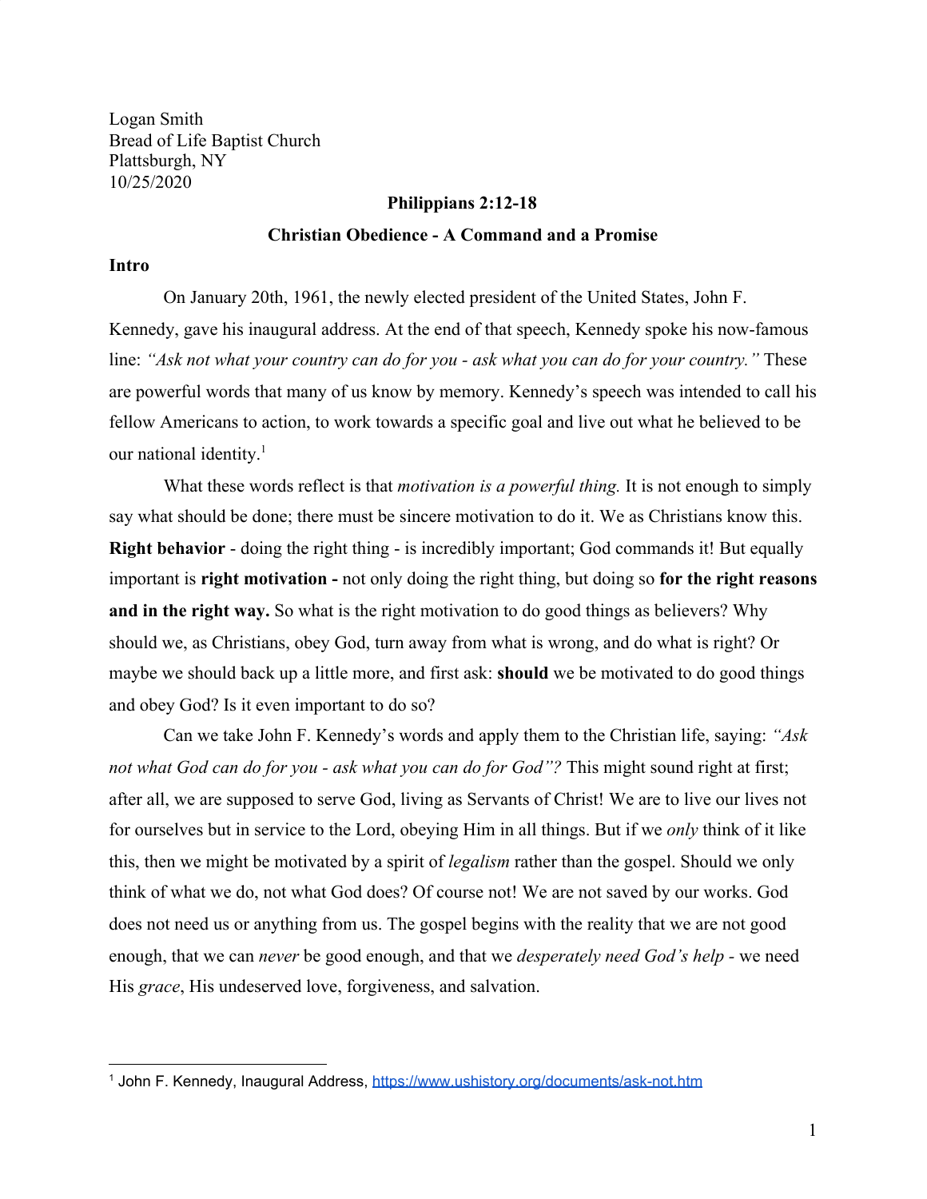Logan Smith
Bread of Life Baptist Church
Plattsburgh, NY
10/25/2020

**Philippians 2:12-18**

**Christian Obedience - A Command and a Promise**

## Intro

On January 20th, 1961, the newly elected president of the United States, John F. Kennedy, gave his inaugural address. At the end of that speech, Kennedy spoke his now-famous line: *"Ask not what your country can do for you - ask what you can do for your country."* These are powerful words that many of us know by memory. Kennedy's speech was intended to call his fellow Americans to action, to work towards a specific goal and live out what he believed to be our national identity.[1]

What these words reflect is that *motivation is a powerful thing.* It is not enough to simply say what should be done; there must be sincere motivation to do it. We as Christians know this. **Right behavior** - doing the right thing - is incredibly important; God commands it! But equally important is **right motivation -** not only doing the right thing, but doing so **for the right reasons and in the right way.** So what is the right motivation to do good things as believers? Why should we, as Christians, obey God, turn away from what is wrong, and do what is right? Or maybe we should back up a little more, and first ask: **should** we be motivated to do good things and obey God? Is it even important to do so?

Can we take John F. Kennedy's words and apply them to the Christian life, saying: *"Ask not what God can do for you - ask what you can do for God"?* This might sound right at first; after all, we are supposed to serve God, living as Servants of Christ! We are to live our lives not for ourselves but in service to the Lord, obeying Him in all things. But if we *only* think of it like this, then we might be motivated by a spirit of *legalism* rather than the gospel. Should we only think of what we do, not what God does? Of course not! We are not saved by our works. God does not need us or anything from us. The gospel begins with the reality that we are not good enough, that we can *never* be good enough, and that we *desperately need God's help -* we need His *grace*, His undeserved love, forgiveness, and salvation.

---

[1] John F. Kennedy, Inaugural Address, https://www.ushistory.org/documents/ask-not.htm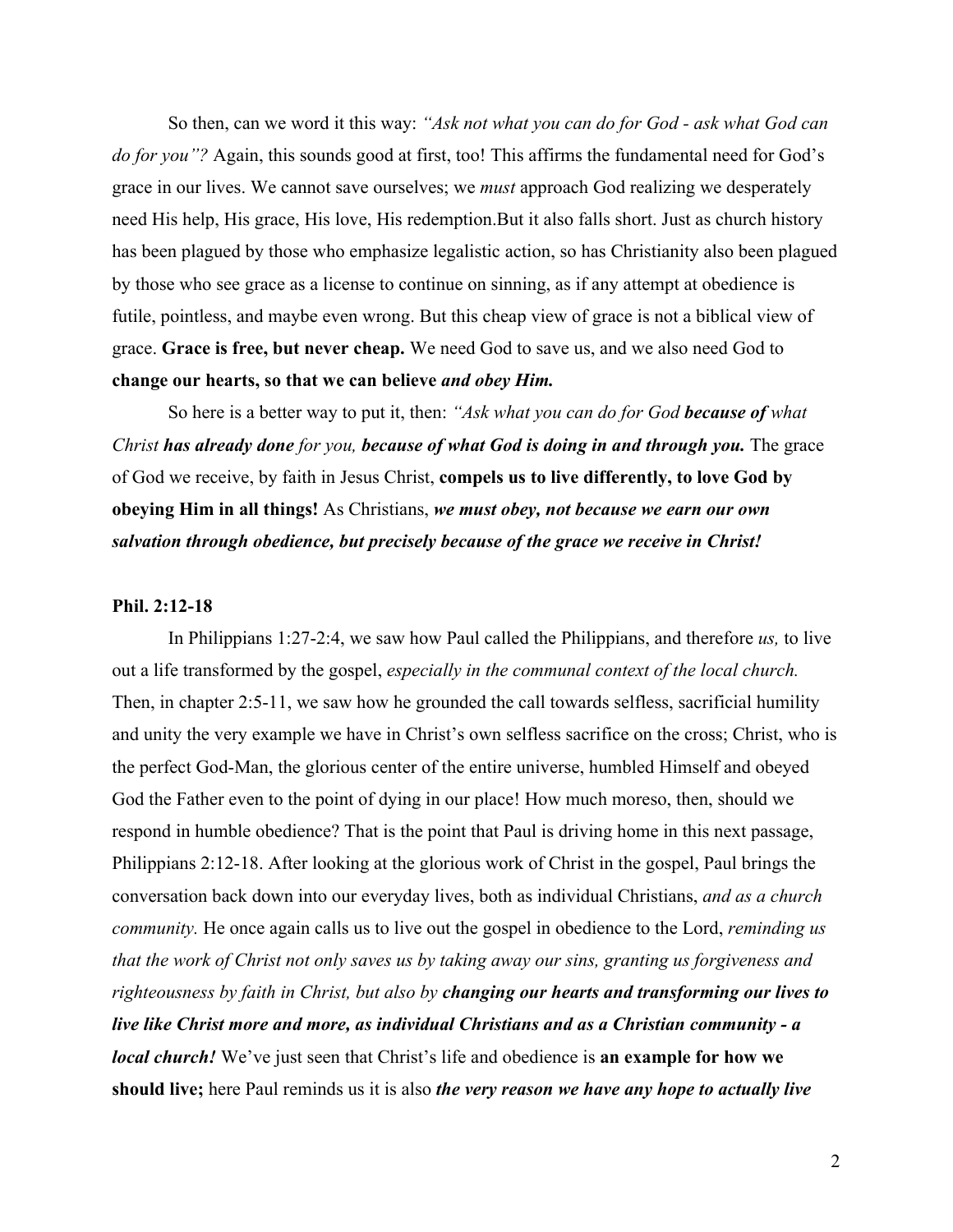So then, can we word it this way: *"Ask not what you can do for God - ask what God can do for you"?* Again, this sounds good at first, too! This affirms the fundamental need for God's grace in our lives. We cannot save ourselves; we *must* approach God realizing we desperately need His help, His grace, His love, His redemption.But it also falls short. Just as church history has been plagued by those who emphasize legalistic action, so has Christianity also been plagued by those who see grace as a license to continue on sinning, as if any attempt at obedience is futile, pointless, and maybe even wrong. But this cheap view of grace is not a biblical view of grace. **Grace is free, but never cheap.** We need God to save us, and we also need God to **change our hearts, so that we can believe *and obey Him.***

So here is a better way to put it, then: *"Ask what you can do for God **because of** what Christ **has already done** for you, **because of what God is doing in and through you.*** The grace of God we receive, by faith in Jesus Christ, **compels us to live differently, to love God by obeying Him in all things!** As Christians, ***we must obey, not because we earn our own salvation through obedience, but precisely because of the grace we receive in Christ!***

**Phil. 2:12-18**

In Philippians 1:27-2:4, we saw how Paul called the Philippians, and therefore *us,* to live out a life transformed by the gospel, *especially in the communal context of the local church.* Then, in chapter 2:5-11, we saw how he grounded the call towards selfless, sacrificial humility and unity the very example we have in Christ's own selfless sacrifice on the cross; Christ, who is the perfect God-Man, the glorious center of the entire universe, humbled Himself and obeyed God the Father even to the point of dying in our place! How much moreso, then, should we respond in humble obedience? That is the point that Paul is driving home in this next passage, Philippians 2:12-18. After looking at the glorious work of Christ in the gospel, Paul brings the conversation back down into our everyday lives, both as individual Christians, *and as a church community.* He once again calls us to live out the gospel in obedience to the Lord, *reminding us that the work of Christ not only saves us by taking away our sins, granting us forgiveness and righteousness by faith in Christ, but also by **changing our hearts and transforming our lives to live like Christ more and more, as individual Christians and as a Christian community - a local church!*** We've just seen that Christ's life and obedience is **an example for how we should live;** here Paul reminds us it is also ***the very reason we have any hope to actually live***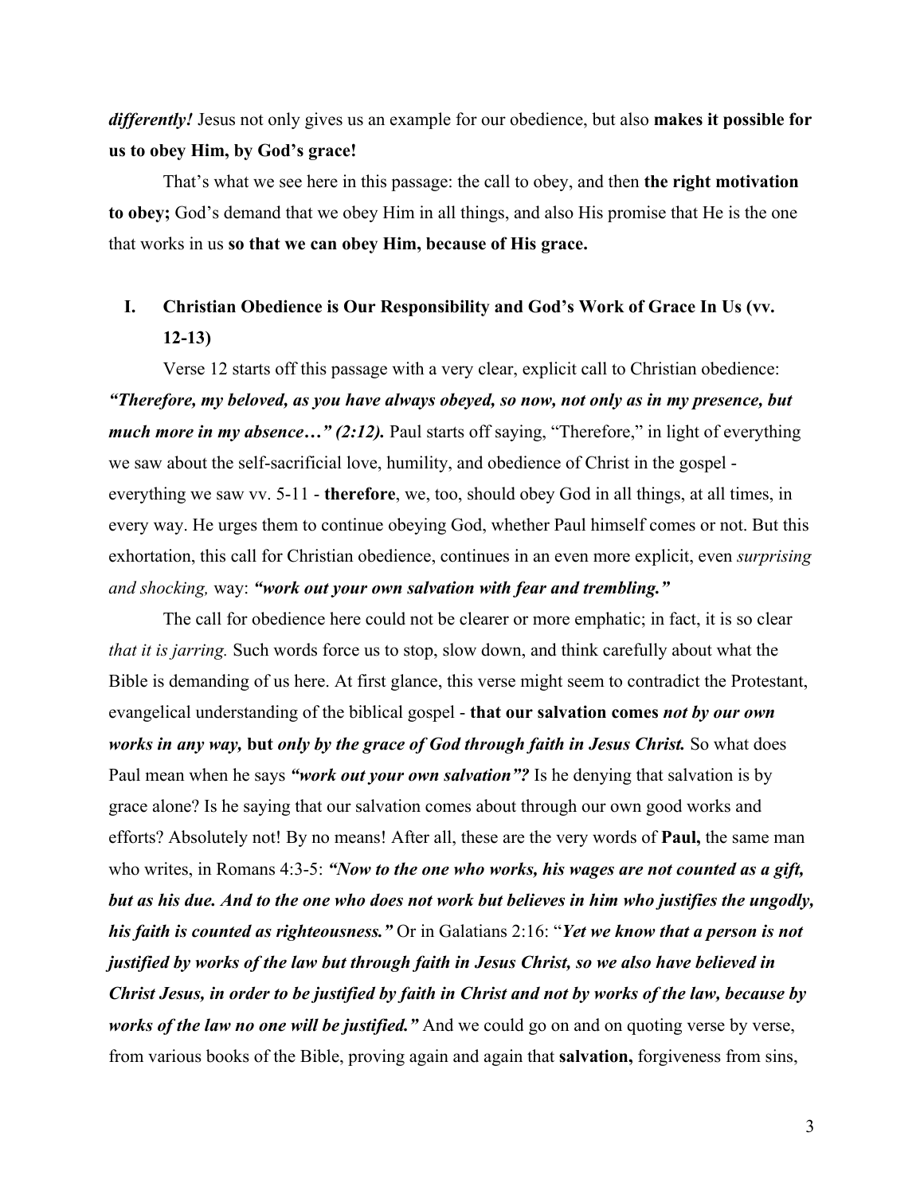***differently!*** Jesus not only gives us an example for our obedience, but also **makes it possible for us to obey Him, by God's grace!**

That's what we see here in this passage: the call to obey, and then **the right motivation to obey;** God's demand that we obey Him in all things, and also His promise that He is the one that works in us **so that we can obey Him, because of His grace.**

## I. Christian Obedience is Our Responsibility and God's Work of Grace In Us (vv. 12-13)

Verse 12 starts off this passage with a very clear, explicit call to Christian obedience: ***"Therefore, my beloved, as you have always obeyed, so now, not only as in my presence, but much more in my absence…" (2:12).*** Paul starts off saying, "Therefore," in light of everything we saw about the self-sacrificial love, humility, and obedience of Christ in the gospel - everything we saw vv. 5-11 - **therefore**, we, too, should obey God in all things, at all times, in every way. He urges them to continue obeying God, whether Paul himself comes or not. But this exhortation, this call for Christian obedience, continues in an even more explicit, even *surprising and shocking,* way: ***"work out your own salvation with fear and trembling."***

The call for obedience here could not be clearer or more emphatic; in fact, it is so clear *that it is jarring.* Such words force us to stop, slow down, and think carefully about what the Bible is demanding of us here. At first glance, this verse might seem to contradict the Protestant, evangelical understanding of the biblical gospel - **that our salvation comes *not by our own works in any way,*** **but *only by the grace of God through faith in Jesus Christ.*** So what does Paul mean when he says ***"work out your own salvation"?*** Is he denying that salvation is by grace alone? Is he saying that our salvation comes about through our own good works and efforts? Absolutely not! By no means! After all, these are the very words of **Paul,** the same man who writes, in Romans 4:3-5: ***"Now to the one who works, his wages are not counted as a gift, but as his due. And to the one who does not work but believes in him who justifies the ungodly, his faith is counted as righteousness."*** Or in Galatians 2:16: "***Yet we know that a person is not justified by works of the law but through faith in Jesus Christ, so we also have believed in Christ Jesus, in order to be justified by faith in Christ and not by works of the law, because by works of the law no one will be justified."*** And we could go on and on quoting verse by verse, from various books of the Bible, proving again and again that **salvation,** forgiveness from sins,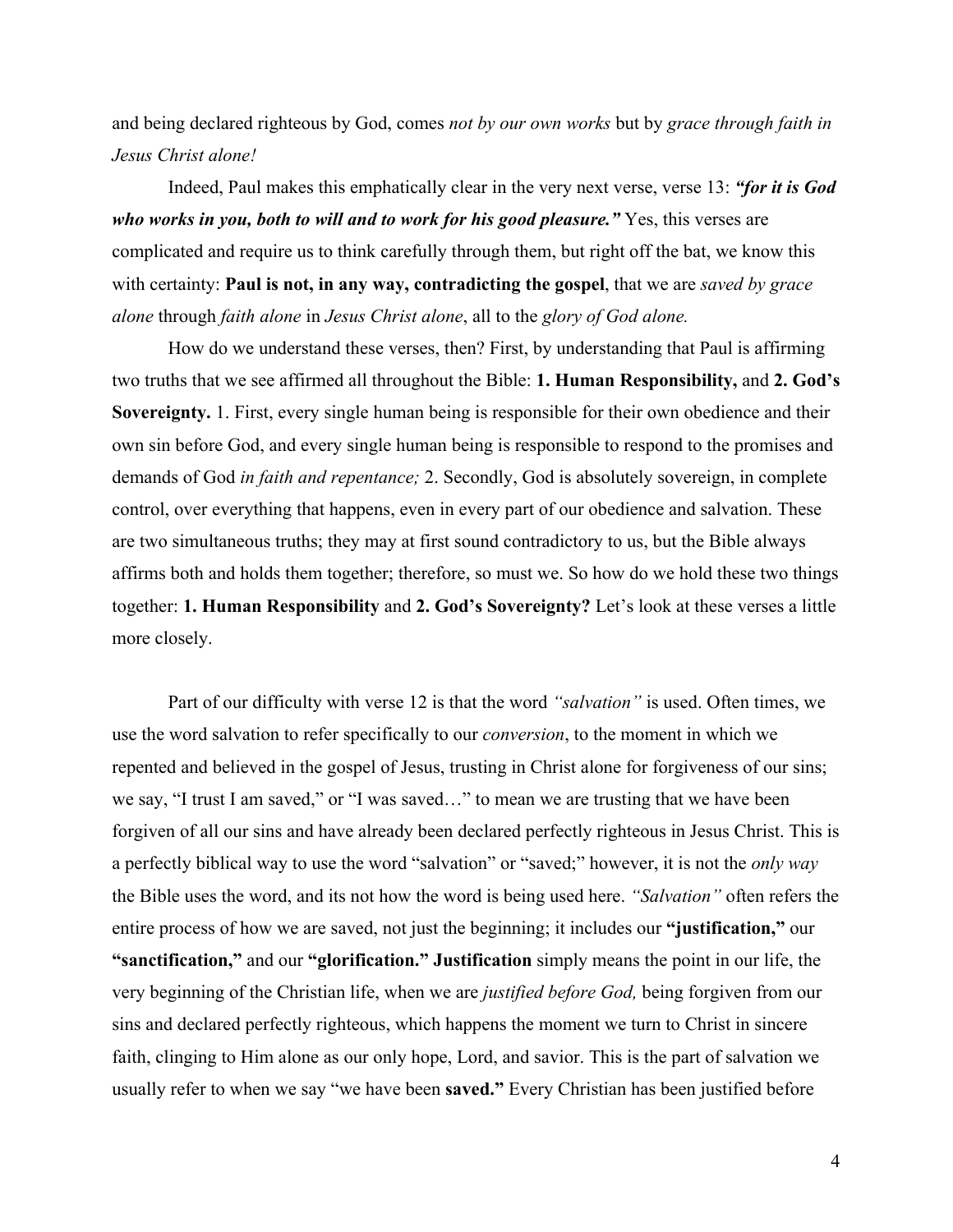and being declared righteous by God, comes *not by our own works* but by *grace through faith in Jesus Christ alone!*

Indeed, Paul makes this emphatically clear in the very next verse, verse 13: ***"for it is God who works in you, both to will and to work for his good pleasure."*** Yes, this verses are complicated and require us to think carefully through them, but right off the bat, we know this with certainty: **Paul is not, in any way, contradicting the gospel**, that we are *saved by grace alone* through *faith alone* in *Jesus Christ alone*, all to the *glory of God alone.*

How do we understand these verses, then? First, by understanding that Paul is affirming two truths that we see affirmed all throughout the Bible: **1. Human Responsibility,** and **2. God's Sovereignty.** 1. First, every single human being is responsible for their own obedience and their own sin before God, and every single human being is responsible to respond to the promises and demands of God *in faith and repentance;* 2. Secondly, God is absolutely sovereign, in complete control, over everything that happens, even in every part of our obedience and salvation. These are two simultaneous truths; they may at first sound contradictory to us, but the Bible always affirms both and holds them together; therefore, so must we. So how do we hold these two things together: **1. Human Responsibility** and **2. God's Sovereignty?** Let's look at these verses a little more closely.

Part of our difficulty with verse 12 is that the word *"salvation"* is used. Often times, we use the word salvation to refer specifically to our *conversion*, to the moment in which we repented and believed in the gospel of Jesus, trusting in Christ alone for forgiveness of our sins; we say, "I trust I am saved," or "I was saved…" to mean we are trusting that we have been forgiven of all our sins and have already been declared perfectly righteous in Jesus Christ. This is a perfectly biblical way to use the word "salvation" or "saved;" however, it is not the *only way* the Bible uses the word, and its not how the word is being used here. *"Salvation"* often refers the entire process of how we are saved, not just the beginning; it includes our **"justification,"** our **"sanctification,"** and our **"glorification." Justification** simply means the point in our life, the very beginning of the Christian life, when we are *justified before God,* being forgiven from our sins and declared perfectly righteous, which happens the moment we turn to Christ in sincere faith, clinging to Him alone as our only hope, Lord, and savior. This is the part of salvation we usually refer to when we say "we have been **saved."** Every Christian has been justified before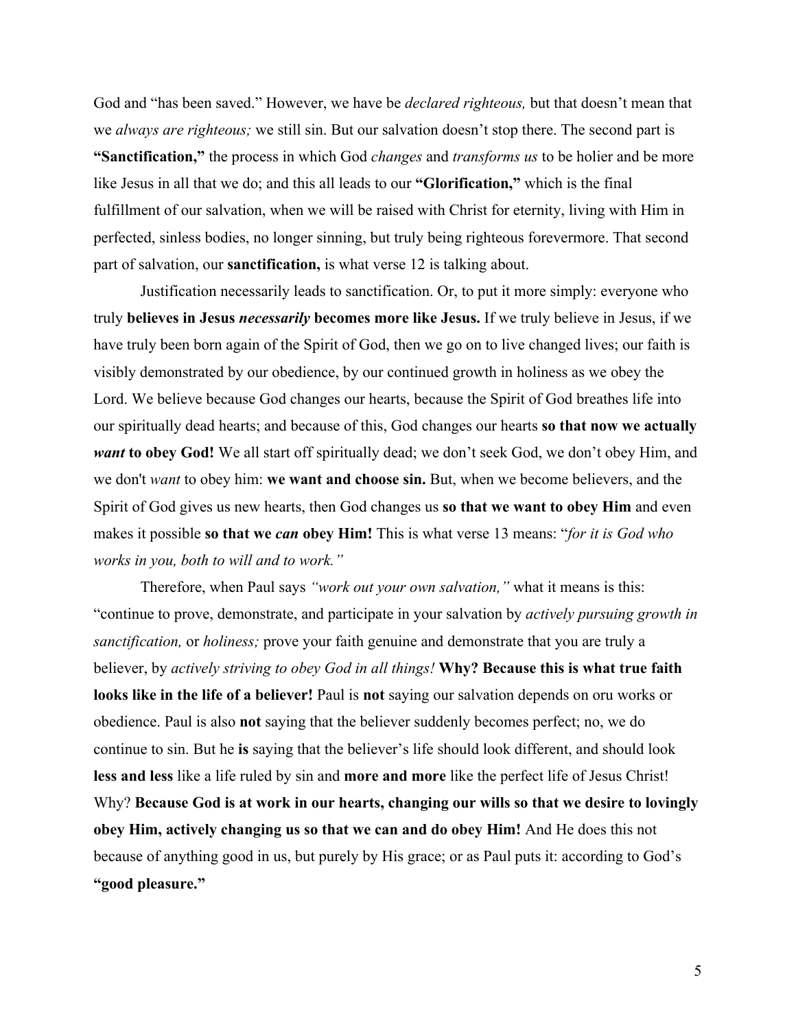God and "has been saved." However, we have be *declared righteous,* but that doesn't mean that we *always are righteous;* we still sin. But our salvation doesn't stop there. The second part is **"Sanctification,"** the process in which God *changes* and *transforms us* to be holier and be more like Jesus in all that we do; and this all leads to our **"Glorification,"** which is the final fulfillment of our salvation, when we will be raised with Christ for eternity, living with Him in perfected, sinless bodies, no longer sinning, but truly being righteous forevermore. That second part of salvation, our **sanctification,** is what verse 12 is talking about.

Justification necessarily leads to sanctification. Or, to put it more simply: everyone who truly **believes in Jesus *necessarily* becomes more like Jesus.** If we truly believe in Jesus, if we have truly been born again of the Spirit of God, then we go on to live changed lives; our faith is visibly demonstrated by our obedience, by our continued growth in holiness as we obey the Lord. We believe because God changes our hearts, because the Spirit of God breathes life into our spiritually dead hearts; and because of this, God changes our hearts **so that now we actually *want* to obey God!** We all start off spiritually dead; we don't seek God, we don't obey Him, and we don't *want* to obey him: **we want and choose sin.** But, when we become believers, and the Spirit of God gives us new hearts, then God changes us **so that we want to obey Him** and even makes it possible **so that we *can* obey Him!** This is what verse 13 means: "*for it is God who works in you, both to will and to work."*

Therefore, when Paul says *"work out your own salvation,"* what it means is this: "continue to prove, demonstrate, and participate in your salvation by *actively pursuing growth in sanctification,* or *holiness;* prove your faith genuine and demonstrate that you are truly a believer, by *actively striving to obey God in all things!* **Why? Because this is what true faith looks like in the life of a believer!** Paul is **not** saying our salvation depends on oru works or obedience. Paul is also **not** saying that the believer suddenly becomes perfect; no, we do continue to sin. But he **is** saying that the believer's life should look different, and should look **less and less** like a life ruled by sin and **more and more** like the perfect life of Jesus Christ! Why? **Because God is at work in our hearts, changing our wills so that we desire to lovingly obey Him, actively changing us so that we can and do obey Him!** And He does this not because of anything good in us, but purely by His grace; or as Paul puts it: according to God's **"good pleasure."**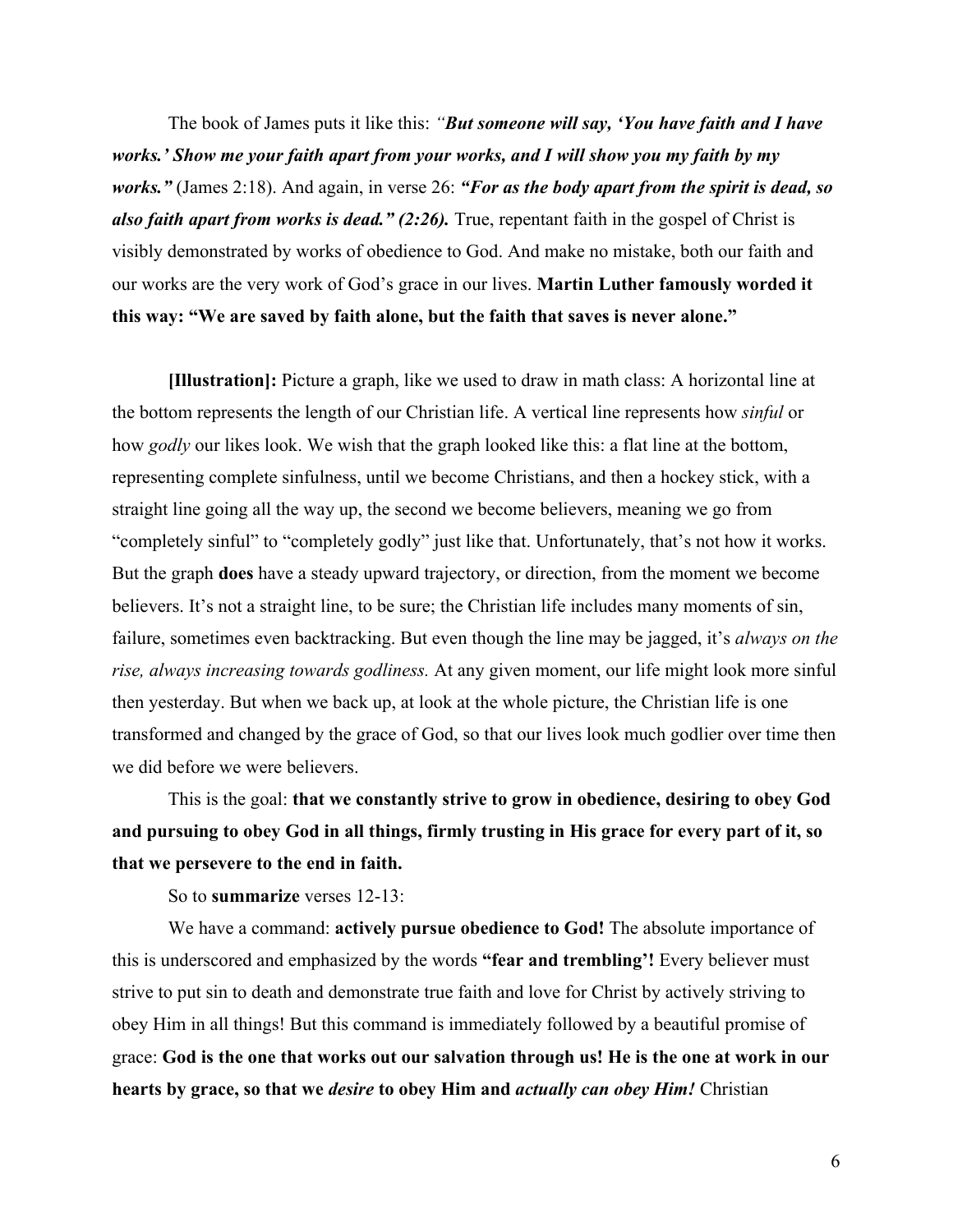The book of James puts it like this: *"**But someone will say, 'You have faith and I have works.' Show me your faith apart from your works, and I will show you my faith by my works."*** (James 2:18). And again, in verse 26: ***"For as the body apart from the spirit is dead, so also faith apart from works is dead." (2:26).*** True, repentant faith in the gospel of Christ is visibly demonstrated by works of obedience to God. And make no mistake, both our faith and our works are the very work of God's grace in our lives. **Martin Luther famously worded it this way: "We are saved by faith alone, but the faith that saves is never alone."**

**[Illustration]:** Picture a graph, like we used to draw in math class: A horizontal line at the bottom represents the length of our Christian life. A vertical line represents how *sinful* or how *godly* our likes look. We wish that the graph looked like this: a flat line at the bottom, representing complete sinfulness, until we become Christians, and then a hockey stick, with a straight line going all the way up, the second we become believers, meaning we go from "completely sinful" to "completely godly" just like that. Unfortunately, that's not how it works. But the graph **does** have a steady upward trajectory, or direction, from the moment we become believers. It's not a straight line, to be sure; the Christian life includes many moments of sin, failure, sometimes even backtracking. But even though the line may be jagged, it's *always on the rise, always increasing towards godliness.* At any given moment, our life might look more sinful then yesterday. But when we back up, at look at the whole picture, the Christian life is one transformed and changed by the grace of God, so that our lives look much godlier over time then we did before we were believers.

This is the goal: **that we constantly strive to grow in obedience, desiring to obey God and pursuing to obey God in all things, firmly trusting in His grace for every part of it, so that we persevere to the end in faith.**

So to **summarize** verses 12-13:

We have a command: **actively pursue obedience to God!** The absolute importance of this is underscored and emphasized by the words **"fear and trembling'!** Every believer must strive to put sin to death and demonstrate true faith and love for Christ by actively striving to obey Him in all things! But this command is immediately followed by a beautiful promise of grace: **God is the one that works out our salvation through us! He is the one at work in our hearts by grace, so that we *desire* to obey Him and *actually can obey Him!*** Christian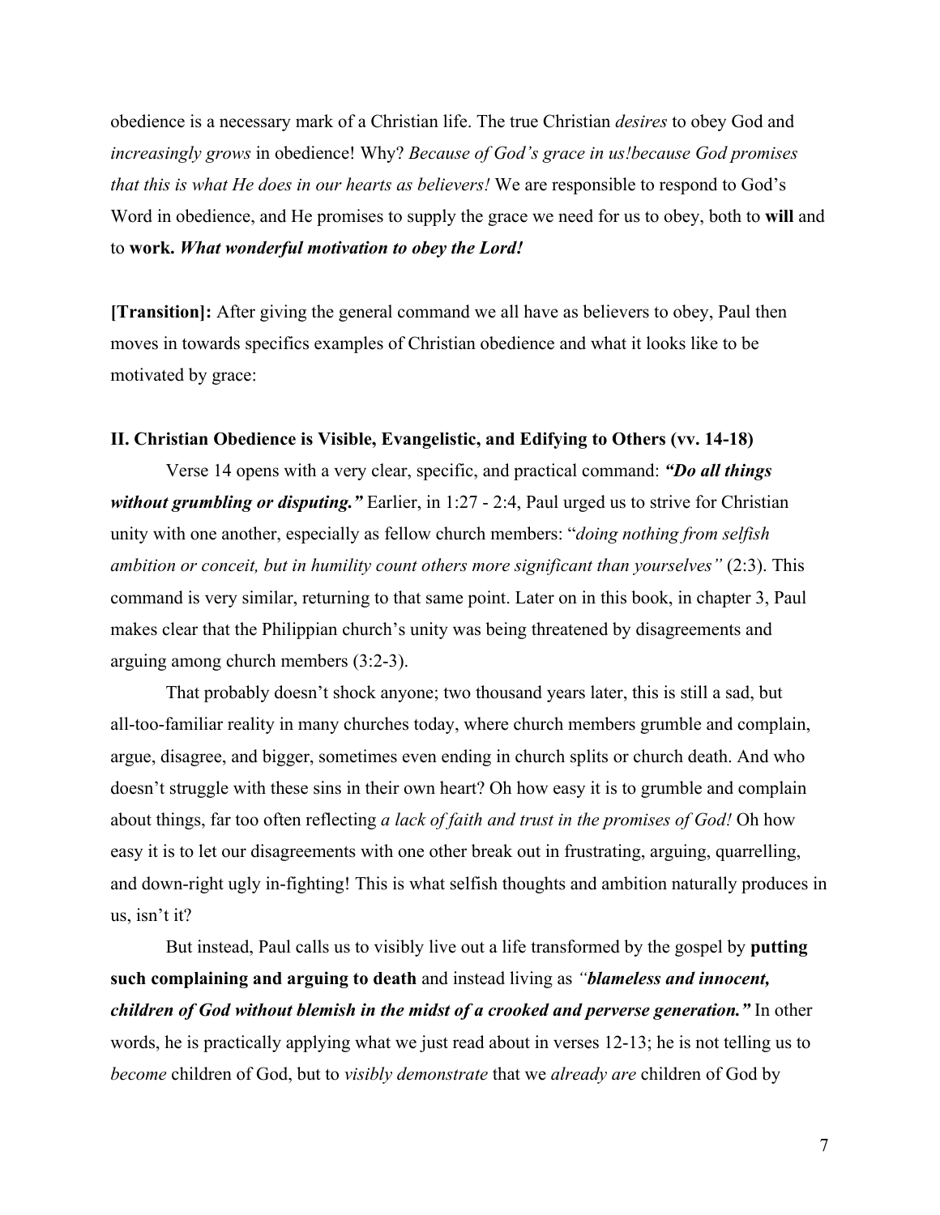obedience is a necessary mark of a Christian life. The true Christian *desires* to obey God and *increasingly grows* in obedience! Why? *Because of God's grace in us!because God promises that this is what He does in our hearts as believers!* We are responsible to respond to God's Word in obedience, and He promises to supply the grace we need for us to obey, both to **will** and to **work.** ***What wonderful motivation to obey the Lord!***

**[Transition]:** After giving the general command we all have as believers to obey, Paul then moves in towards specifics examples of Christian obedience and what it looks like to be motivated by grace:

**II. Christian Obedience is Visible, Evangelistic, and Edifying to Others (vv. 14-18)**

Verse 14 opens with a very clear, specific, and practical command: ***"Do all things without grumbling or disputing."*** Earlier, in 1:27 - 2:4, Paul urged us to strive for Christian unity with one another, especially as fellow church members: "*doing nothing from selfish ambition or conceit, but in humility count others more significant than yourselves"* (2:3). This command is very similar, returning to that same point. Later on in this book, in chapter 3, Paul makes clear that the Philippian church's unity was being threatened by disagreements and arguing among church members (3:2-3).

That probably doesn't shock anyone; two thousand years later, this is still a sad, but all-too-familiar reality in many churches today, where church members grumble and complain, argue, disagree, and bigger, sometimes even ending in church splits or church death. And who doesn't struggle with these sins in their own heart? Oh how easy it is to grumble and complain about things, far too often reflecting *a lack of faith and trust in the promises of God!* Oh how easy it is to let our disagreements with one other break out in frustrating, arguing, quarrelling, and down-right ugly in-fighting! This is what selfish thoughts and ambition naturally produces in us, isn't it?

But instead, Paul calls us to visibly live out a life transformed by the gospel by **putting such complaining and arguing to death** and instead living as *"**blameless and innocent, children of God without blemish in the midst of a crooked and perverse generation.**"* In other words, he is practically applying what we just read about in verses 12-13; he is not telling us to *become* children of God, but to *visibly demonstrate* that we *already are* children of God by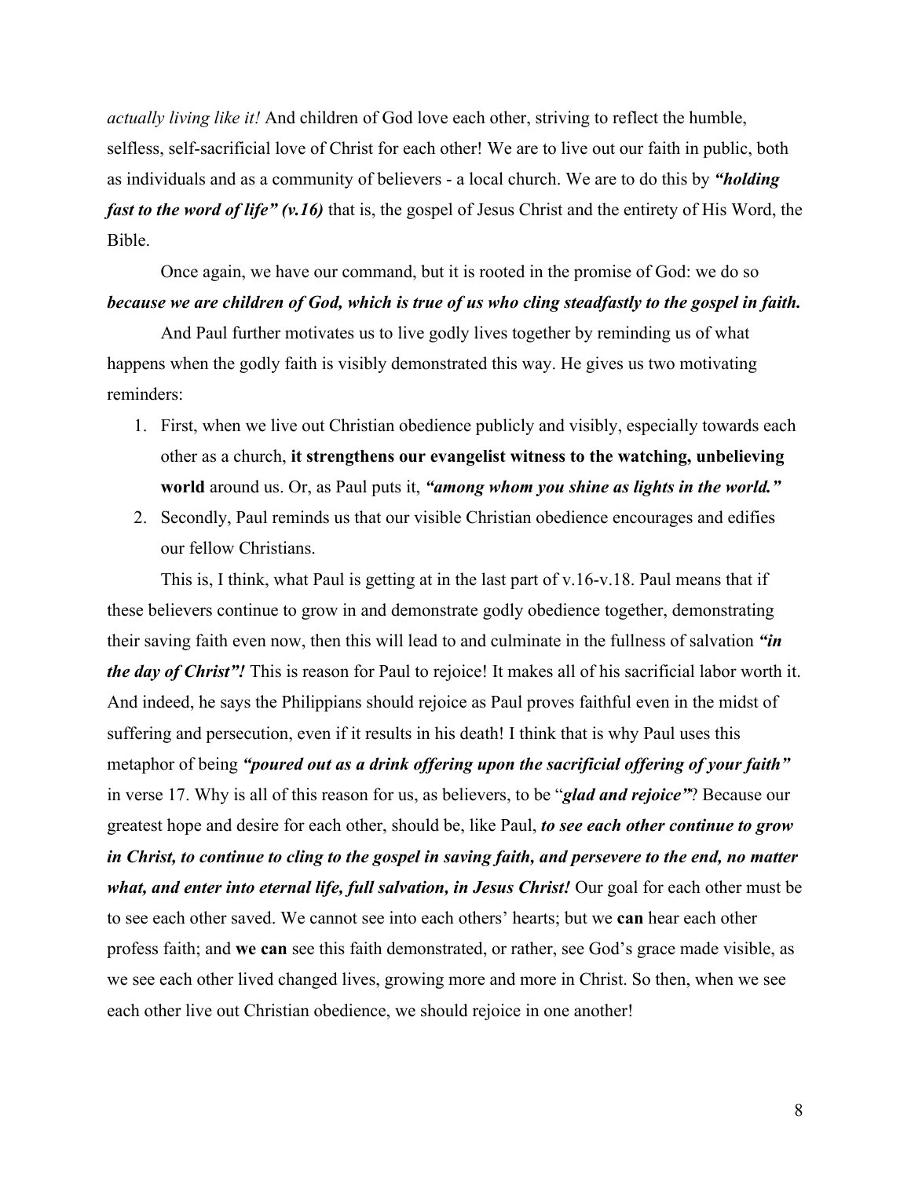*actually living like it!* And children of God love each other, striving to reflect the humble, selfless, self-sacrificial love of Christ for each other! We are to live out our faith in public, both as individuals and as a community of believers - a local church. We are to do this by ***"holding fast to the word of life" (v.16)*** that is, the gospel of Jesus Christ and the entirety of His Word, the Bible.

Once again, we have our command, but it is rooted in the promise of God: we do so ***because we are children of God, which is true of us who cling steadfastly to the gospel in faith.***

And Paul further motivates us to live godly lives together by reminding us of what happens when the godly faith is visibly demonstrated this way. He gives us two motivating reminders:

1. First, when we live out Christian obedience publicly and visibly, especially towards each other as a church, **it strengthens our evangelist witness to the watching, unbelieving world** around us. Or, as Paul puts it, ***"among whom you shine as lights in the world."***
2. Secondly, Paul reminds us that our visible Christian obedience encourages and edifies our fellow Christians.

This is, I think, what Paul is getting at in the last part of v.16-v.18. Paul means that if these believers continue to grow in and demonstrate godly obedience together, demonstrating their saving faith even now, then this will lead to and culminate in the fullness of salvation ***"in the day of Christ"!*** This is reason for Paul to rejoice! It makes all of his sacrificial labor worth it. And indeed, he says the Philippians should rejoice as Paul proves faithful even in the midst of suffering and persecution, even if it results in his death! I think that is why Paul uses this metaphor of being ***"poured out as a drink offering upon the sacrificial offering of your faith"*** in verse 17. Why is all of this reason for us, as believers, to be "***glad and rejoice"***? Because our greatest hope and desire for each other, should be, like Paul, ***to see each other continue to grow in Christ, to continue to cling to the gospel in saving faith, and persevere to the end, no matter what, and enter into eternal life, full salvation, in Jesus Christ!*** Our goal for each other must be to see each other saved. We cannot see into each others' hearts; but we **can** hear each other profess faith; and **we can** see this faith demonstrated, or rather, see God's grace made visible, as we see each other lived changed lives, growing more and more in Christ. So then, when we see each other live out Christian obedience, we should rejoice in one another!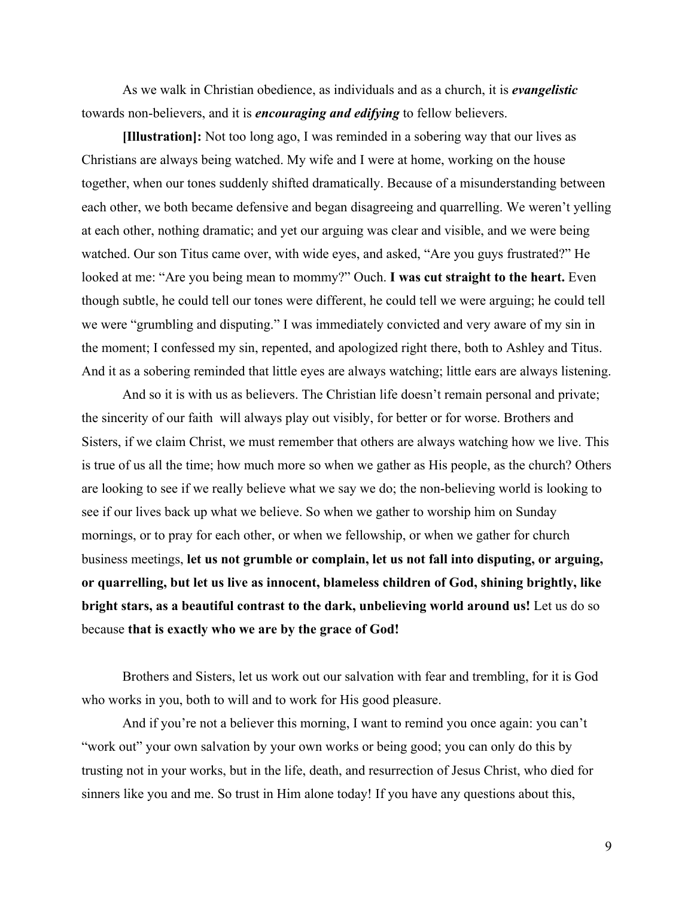As we walk in Christian obedience, as individuals and as a church, it is ***evangelistic*** towards non-believers, and it is ***encouraging and edifying*** to fellow believers.

**[Illustration]:** Not too long ago, I was reminded in a sobering way that our lives as Christians are always being watched. My wife and I were at home, working on the house together, when our tones suddenly shifted dramatically. Because of a misunderstanding between each other, we both became defensive and began disagreeing and quarrelling. We weren't yelling at each other, nothing dramatic; and yet our arguing was clear and visible, and we were being watched. Our son Titus came over, with wide eyes, and asked, "Are you guys frustrated?" He looked at me: "Are you being mean to mommy?" Ouch. **I was cut straight to the heart.** Even though subtle, he could tell our tones were different, he could tell we were arguing; he could tell we were "grumbling and disputing." I was immediately convicted and very aware of my sin in the moment; I confessed my sin, repented, and apologized right there, both to Ashley and Titus. And it as a sobering reminded that little eyes are always watching; little ears are always listening.

And so it is with us as believers. The Christian life doesn't remain personal and private; the sincerity of our faith will always play out visibly, for better or for worse. Brothers and Sisters, if we claim Christ, we must remember that others are always watching how we live. This is true of us all the time; how much more so when we gather as His people, as the church? Others are looking to see if we really believe what we say we do; the non-believing world is looking to see if our lives back up what we believe. So when we gather to worship him on Sunday mornings, or to pray for each other, or when we fellowship, or when we gather for church business meetings, **let us not grumble or complain, let us not fall into disputing, or arguing, or quarrelling, but let us live as innocent, blameless children of God, shining brightly, like bright stars, as a beautiful contrast to the dark, unbelieving world around us!** Let us do so because **that is exactly who we are by the grace of God!**

Brothers and Sisters, let us work out our salvation with fear and trembling, for it is God who works in you, both to will and to work for His good pleasure.

And if you're not a believer this morning, I want to remind you once again: you can't "work out" your own salvation by your own works or being good; you can only do this by trusting not in your works, but in the life, death, and resurrection of Jesus Christ, who died for sinners like you and me. So trust in Him alone today! If you have any questions about this,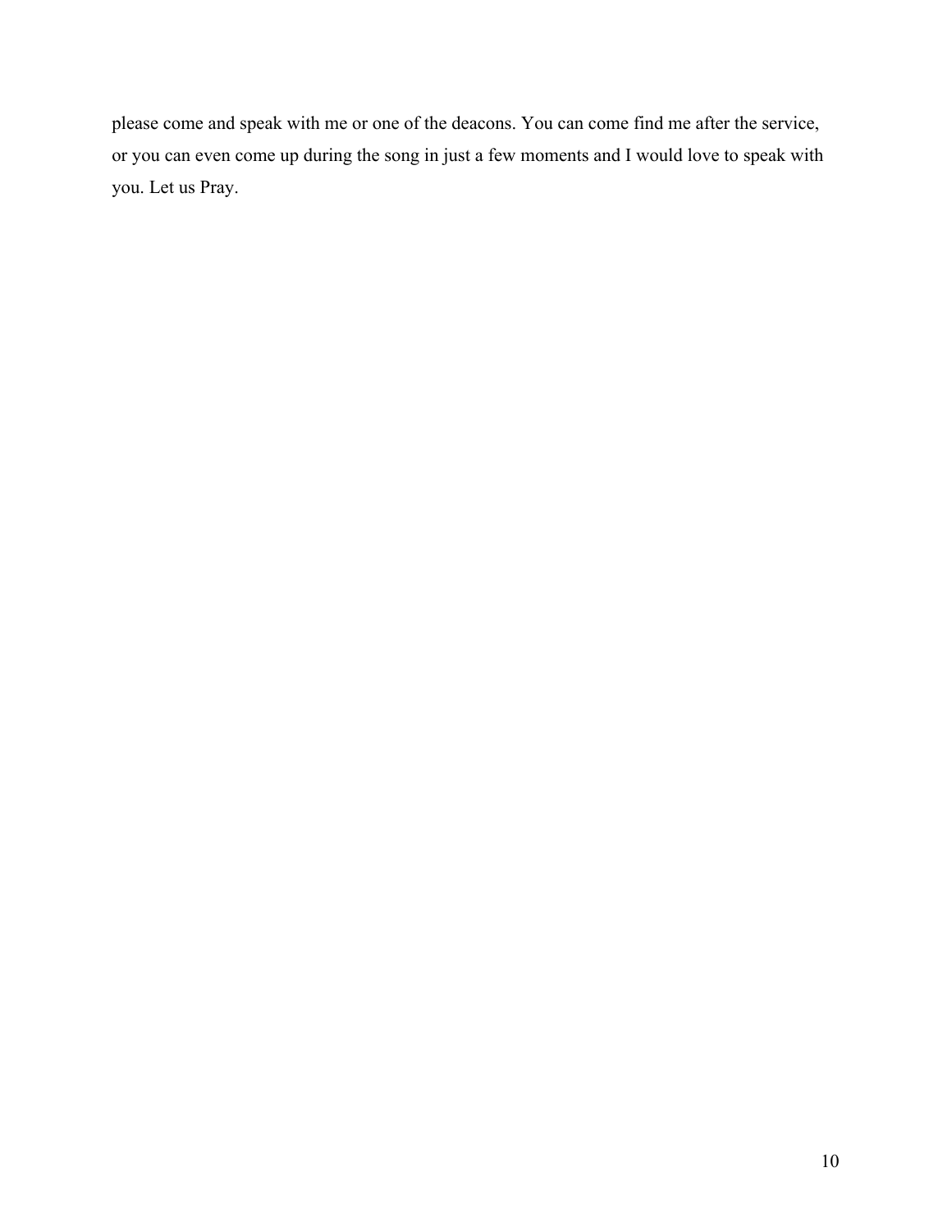please come and speak with me or one of the deacons. You can come find me after the service, or you can even come up during the song in just a few moments and I would love to speak with you. Let us Pray.